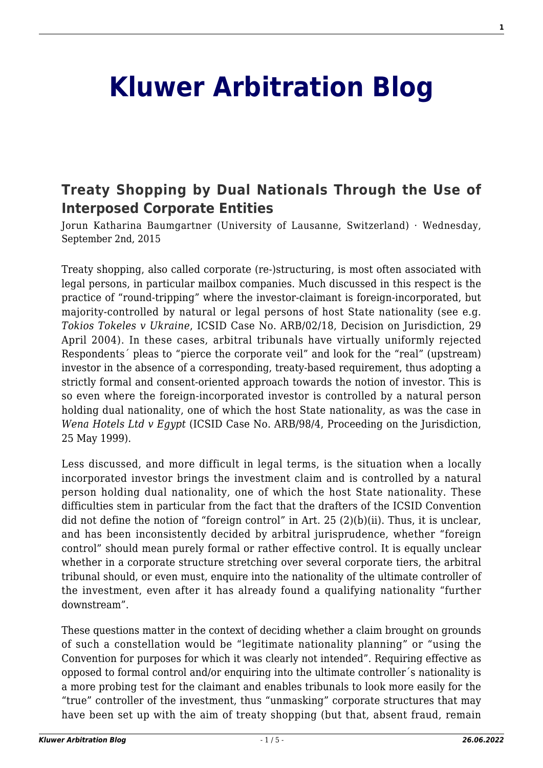# Kluwer Arbitration Blog

## Treaty Shopping by Dual Nationals Through the Use of Interposed Corporate Entities

Jorun Katharina Baumgartner (University of Lausanne, Switzerland) · Wednesday, September 2nd, 2015

Treaty shopping, also called corporate (re-)structuring, is most often associated with legal persons, in particular mailbox companies. Much discussed in this respect is the practice of "round-tripping" where the investor-claimant is foreign-incorporated, but majority-controlled by natural or legal persons of host State nationality (see e.g. *Tokios Tokeles v Ukraine*, ICSID Case No. ARB/02/18, Decision on Jurisdiction, 29 April 2004). In these cases, arbitral tribunals have virtually uniformly rejected Respondents´ pleas to "pierce the corporate veil" and look for the "real" (upstream) investor in the absence of a corresponding, treaty-based requirement, thus adopting a strictly formal and consent-oriented approach towards the notion of investor. This is so even where the foreign-incorporated investor is controlled by a natural person holding dual nationality, one of which the host State nationality, as was the case in *Wena Hotels Ltd v Egypt* (ICSID Case No. ARB/98/4, Proceeding on the Jurisdiction, 25 May 1999).

Less discussed, and more difficult in legal terms, is the situation when a locally incorporated investor brings the investment claim and is controlled by a natural person holding dual nationality, one of which the host State nationality. These difficulties stem in particular from the fact that the drafters of the ICSID Convention did not define the notion of "foreign control" in Art. 25 (2)(b)(ii). Thus, it is unclear, and has been inconsistently decided by arbitral jurisprudence, whether "foreign control" should mean purely formal or rather effective control. It is equally unclear whether in a corporate structure stretching over several corporate tiers, the arbitral tribunal should, or even must, enquire into the nationality of the ultimate controller of the investment, even after it has already found a qualifying nationality "further downstream".

These questions matter in the context of deciding whether a claim brought on grounds of such a constellation would be "legitimate nationality planning" or "using the Convention for purposes for which it was clearly not intended". Requiring effective as opposed to formal control and/or enquiring into the ultimate controller´s nationality is a more probing test for the claimant and enables tribunals to look more easily for the "true" controller of the investment, thus "unmasking" corporate structures that may have been set up with the aim of treaty shopping (but that, absent fraud, remain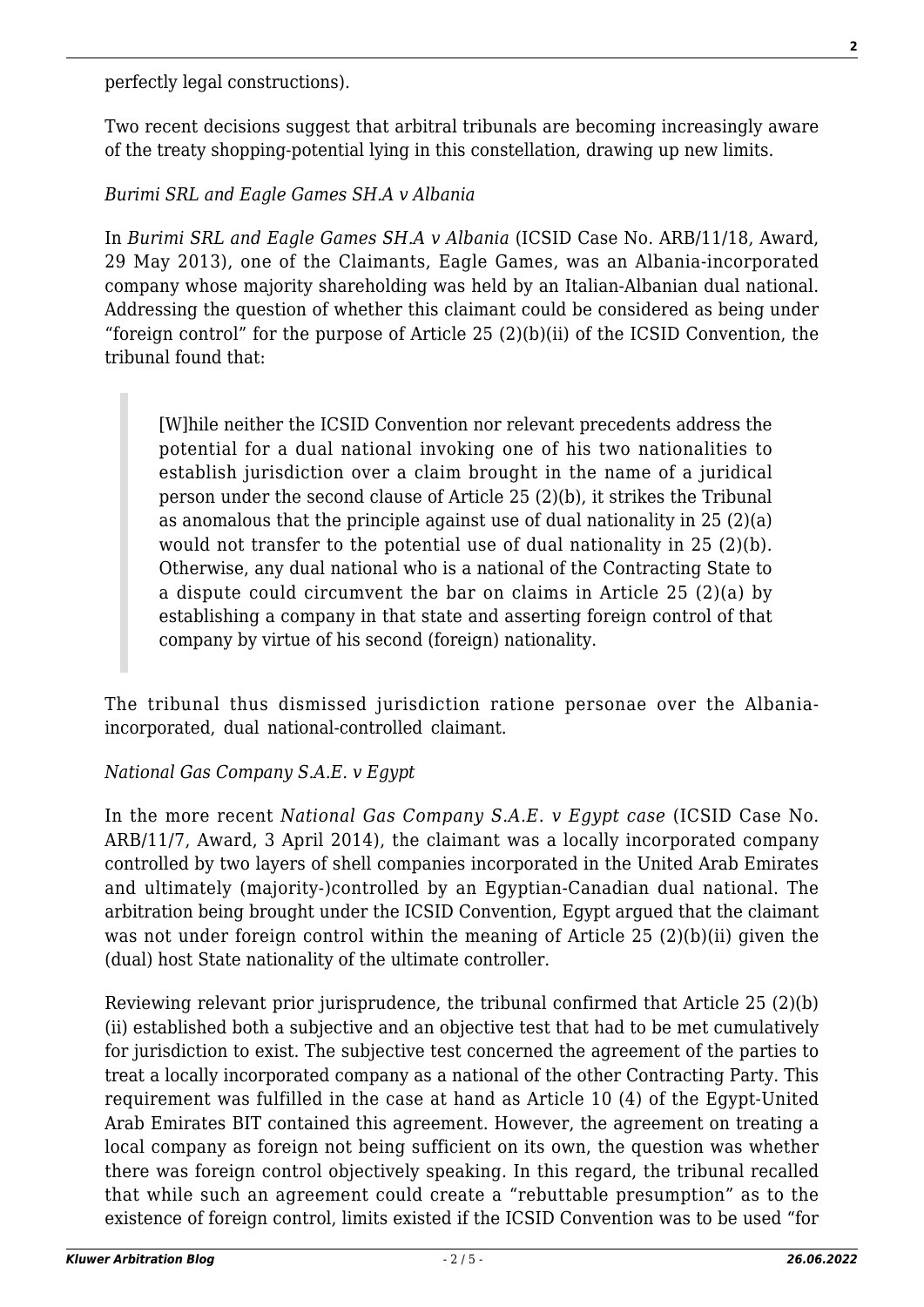perfectly legal constructions).

Two recent decisions suggest that arbitral tribunals are becoming increasingly aware of the treaty shopping-potential lying in this constellation, drawing up new limits.

*Burimi SRL and Eagle Games SH.A v Albania*

In *Burimi SRL and Eagle Games SH.A v Albania* (ICSID Case No. ARB/11/18, Award, 29 May 2013), one of the Claimants, Eagle Games, was an Albania-incorporated company whose majority shareholding was held by an Italian-Albanian dual national. Addressing the question of whether this claimant could be considered as being under "foreign control" for the purpose of Article 25 (2)(b)(ii) of the ICSID Convention, the tribunal found that:

> [W]hile neither the ICSID Convention nor relevant precedents address the potential for a dual national invoking one of his two nationalities to establish jurisdiction over a claim brought in the name of a juridical person under the second clause of Article 25 (2)(b), it strikes the Tribunal as anomalous that the principle against use of dual nationality in 25 (2)(a) would not transfer to the potential use of dual nationality in 25 (2)(b). Otherwise, any dual national who is a national of the Contracting State to a dispute could circumvent the bar on claims in Article 25 (2)(a) by establishing a company in that state and asserting foreign control of that company by virtue of his second (foreign) nationality.

The tribunal thus dismissed jurisdiction ratione personae over the Albania-incorporated, dual national-controlled claimant.

*National Gas Company S.A.E. v Egypt*

In the more recent *National Gas Company S.A.E. v Egypt case* (ICSID Case No. ARB/11/7, Award, 3 April 2014), the claimant was a locally incorporated company controlled by two layers of shell companies incorporated in the United Arab Emirates and ultimately (majority-)controlled by an Egyptian-Canadian dual national. The arbitration being brought under the ICSID Convention, Egypt argued that the claimant was not under foreign control within the meaning of Article 25 (2)(b)(ii) given the (dual) host State nationality of the ultimate controller.

Reviewing relevant prior jurisprudence, the tribunal confirmed that Article 25 (2)(b)(ii) established both a subjective and an objective test that had to be met cumulatively for jurisdiction to exist. The subjective test concerned the agreement of the parties to treat a locally incorporated company as a national of the other Contracting Party. This requirement was fulfilled in the case at hand as Article 10 (4) of the Egypt-United Arab Emirates BIT contained this agreement. However, the agreement on treating a local company as foreign not being sufficient on its own, the question was whether there was foreign control objectively speaking. In this regard, the tribunal recalled that while such an agreement could create a "rebuttable presumption" as to the existence of foreign control, limits existed if the ICSID Convention was to be used "for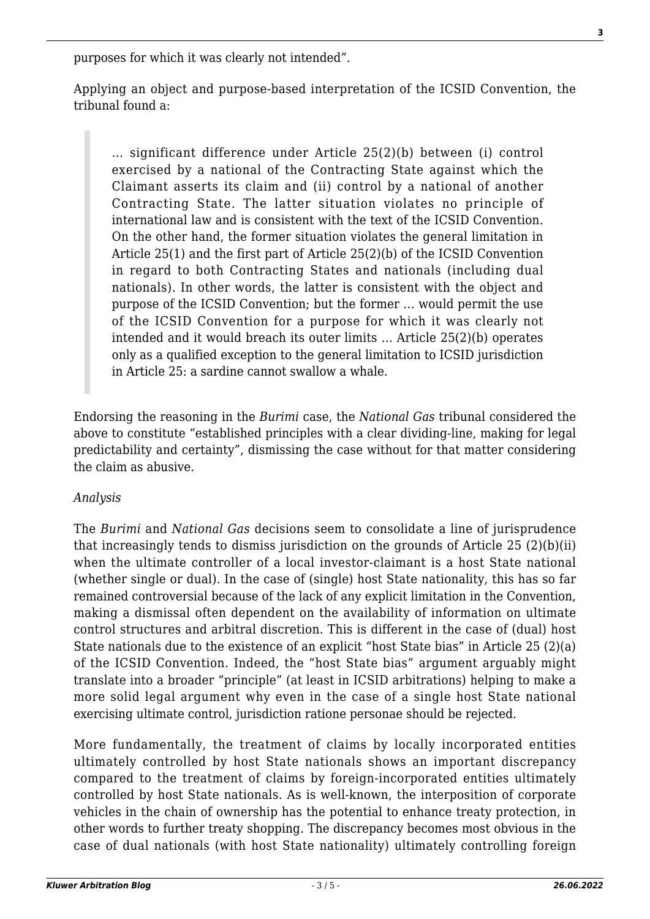purposes for which it was clearly not intended".

Applying an object and purpose-based interpretation of the ICSID Convention, the tribunal found a:

> … significant difference under Article 25(2)(b) between (i) control exercised by a national of the Contracting State against which the Claimant asserts its claim and (ii) control by a national of another Contracting State. The latter situation violates no principle of international law and is consistent with the text of the ICSID Convention. On the other hand, the former situation violates the general limitation in Article 25(1) and the first part of Article 25(2)(b) of the ICSID Convention in regard to both Contracting States and nationals (including dual nationals). In other words, the latter is consistent with the object and purpose of the ICSID Convention; but the former … would permit the use of the ICSID Convention for a purpose for which it was clearly not intended and it would breach its outer limits … Article 25(2)(b) operates only as a qualified exception to the general limitation to ICSID jurisdiction in Article 25: a sardine cannot swallow a whale.

Endorsing the reasoning in the *Burimi* case, the *National Gas* tribunal considered the above to constitute "established principles with a clear dividing-line, making for legal predictability and certainty", dismissing the case without for that matter considering the claim as abusive.

*Analysis*

The *Burimi* and *National Gas* decisions seem to consolidate a line of jurisprudence that increasingly tends to dismiss jurisdiction on the grounds of Article 25 (2)(b)(ii) when the ultimate controller of a local investor-claimant is a host State national (whether single or dual). In the case of (single) host State nationality, this has so far remained controversial because of the lack of any explicit limitation in the Convention, making a dismissal often dependent on the availability of information on ultimate control structures and arbitral discretion. This is different in the case of (dual) host State nationals due to the existence of an explicit "host State bias" in Article 25 (2)(a) of the ICSID Convention. Indeed, the "host State bias" argument arguably might translate into a broader "principle" (at least in ICSID arbitrations) helping to make a more solid legal argument why even in the case of a single host State national exercising ultimate control, jurisdiction ratione personae should be rejected.

More fundamentally, the treatment of claims by locally incorporated entities ultimately controlled by host State nationals shows an important discrepancy compared to the treatment of claims by foreign-incorporated entities ultimately controlled by host State nationals. As is well-known, the interposition of corporate vehicles in the chain of ownership has the potential to enhance treaty protection, in other words to further treaty shopping. The discrepancy becomes most obvious in the case of dual nationals (with host State nationality) ultimately controlling foreign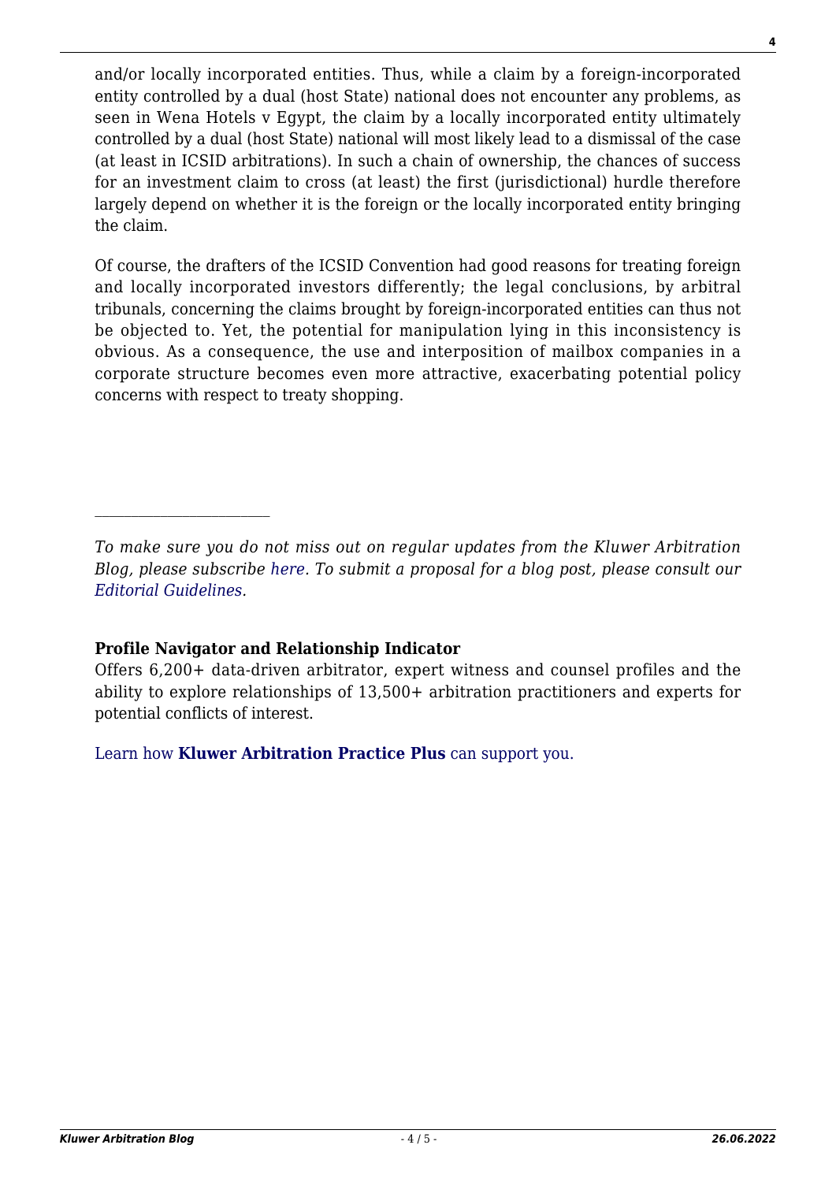and/or locally incorporated entities. Thus, while a claim by a foreign-incorporated entity controlled by a dual (host State) national does not encounter any problems, as seen in Wena Hotels v Egypt, the claim by a locally incorporated entity ultimately controlled by a dual (host State) national will most likely lead to a dismissal of the case (at least in ICSID arbitrations). In such a chain of ownership, the chances of success for an investment claim to cross (at least) the first (jurisdictional) hurdle therefore largely depend on whether it is the foreign or the locally incorporated entity bringing the claim.

Of course, the drafters of the ICSID Convention had good reasons for treating foreign and locally incorporated investors differently; the legal conclusions, by arbitral tribunals, concerning the claims brought by foreign-incorporated entities can thus not be objected to. Yet, the potential for manipulation lying in this inconsistency is obvious. As a consequence, the use and interposition of mailbox companies in a corporate structure becomes even more attractive, exacerbating potential policy concerns with respect to treaty shopping.

---

*To make sure you do not miss out on regular updates from the Kluwer Arbitration Blog, please subscribe here. To submit a proposal for a blog post, please consult our Editorial Guidelines.*

**Profile Navigator and Relationship Indicator**

Offers 6,200+ data-driven arbitrator, expert witness and counsel profiles and the ability to explore relationships of 13,500+ arbitration practitioners and experts for potential conflicts of interest.

Learn how **Kluwer Arbitration Practice Plus** can support you.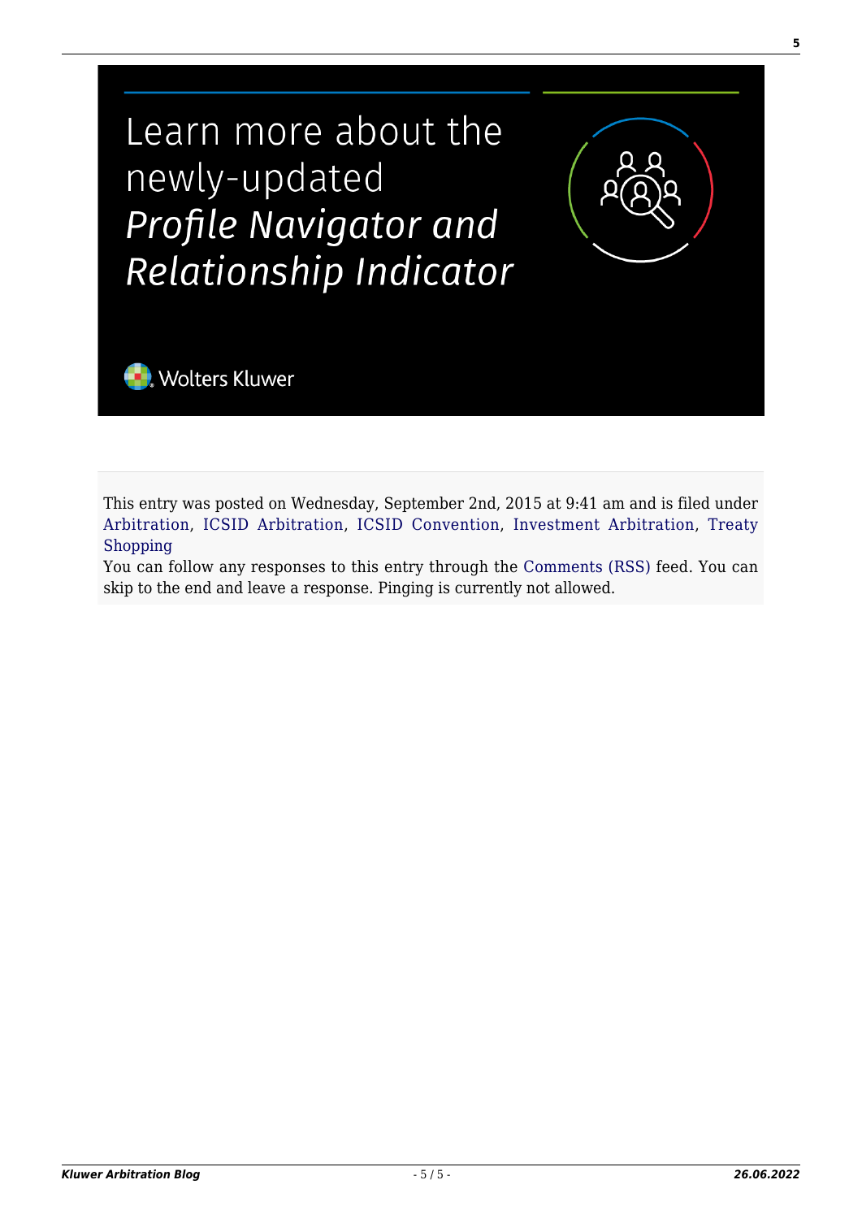Learn more about the newly-updated *Profile Navigator and Relationship Indicator*

Wolters Kluwer

This entry was posted on Wednesday, September 2nd, 2015 at 9:41 am and is filed under Arbitration, ICSID Arbitration, ICSID Convention, Investment Arbitration, Treaty Shopping

You can follow any responses to this entry through the Comments (RSS) feed. You can skip to the end and leave a response. Pinging is currently not allowed.